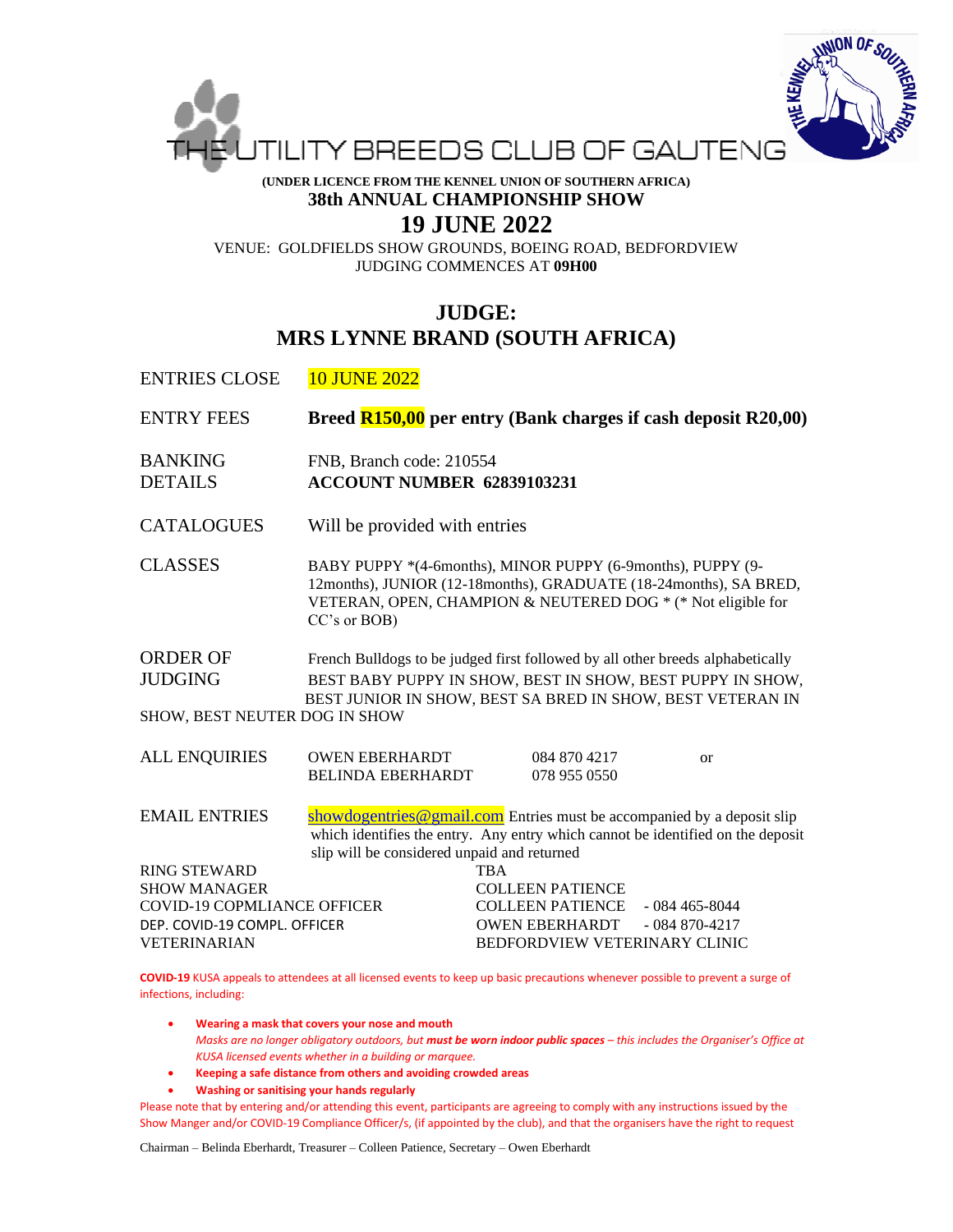# THE UTILITY BREEDS CLUB OF GAUTENG

**(UNDER LICENCE FROM THE KENNEL UNION OF SOUTHERN AFRICA)**

## 38th ANNUAL CHAMPIONSHIP SHOW

## 19 JUNE 2022

VENUE: GOLDFIELDS SHOW GROUNDS, BOEING ROAD, BEDFORDVIEW
JUDGING COMMENCES AT **09H00**

## JUDGE:
## MRS LYNNE BRAND (SOUTH AFRICA)

ENTRIES CLOSE — 10 JUNE 2022

ENTRY FEES — **Breed R150,00 per entry (Bank charges if cash deposit R20,00)**

BANKING DETAILS — FNB, Branch code: 210554
**ACCOUNT NUMBER 62839103231**

CATALOGUES — Will be provided with entries

CLASSES — BABY PUPPY *(4-6months), MINOR PUPPY (6-9months), PUPPY (9-12months), JUNIOR (12-18months), GRADUATE (18-24months), SA BRED, VETERAN, OPEN, CHAMPION & NEUTERED DOG * (* Not eligible for CC's or BOB)

ORDER OF JUDGING — French Bulldogs to be judged first followed by all other breeds alphabetically
BEST BABY PUPPY IN SHOW, BEST IN SHOW, BEST PUPPY IN SHOW, BEST JUNIOR IN SHOW, BEST SA BRED IN SHOW, BEST VETERAN IN SHOW, BEST NEUTER DOG IN SHOW

ALL ENQUIRIES — OWEN EBERHARDT 084 870 4217 or
BELINDA EBERHARDT 078 955 0550

EMAIL ENTRIES — showdogentries@gmail.com Entries must be accompanied by a deposit slip which identifies the entry. Any entry which cannot be identified on the deposit slip will be considered unpaid and returned

| | |
|---|---|
| RING STEWARD | TBA |
| SHOW MANAGER | COLLEEN PATIENCE |
| COVID-19 COPMLIANCE OFFICER | COLLEEN PATIENCE - 084 465-8044 |
| DEP. COVID-19 COMPL. OFFICER | OWEN EBERHARDT - 084 870-4217 |
| VETERINARIAN | BEDFORDVIEW VETERINARY CLINIC |

**COVID-19** KUSA appeals to attendees at all licensed events to keep up basic precautions whenever possible to prevent a surge of infections, including:

- **Wearing a mask that covers your nose and mouth**
  *Masks are no longer obligatory outdoors, but **must be worn indoor public spaces** – this includes the Organiser's Office at KUSA licensed events whether in a building or marquee.*
- **Keeping a safe distance from others and avoiding crowded areas**
- **Washing or sanitising your hands regularly**

Please note that by entering and/or attending this event, participants are agreeing to comply with any instructions issued by the Show Manger and/or COVID-19 Compliance Officer/s, (if appointed by the club), and that the organisers have the right to request

Chairman – Belinda Eberhardt, Treasurer – Colleen Patience, Secretary – Owen Eberhardt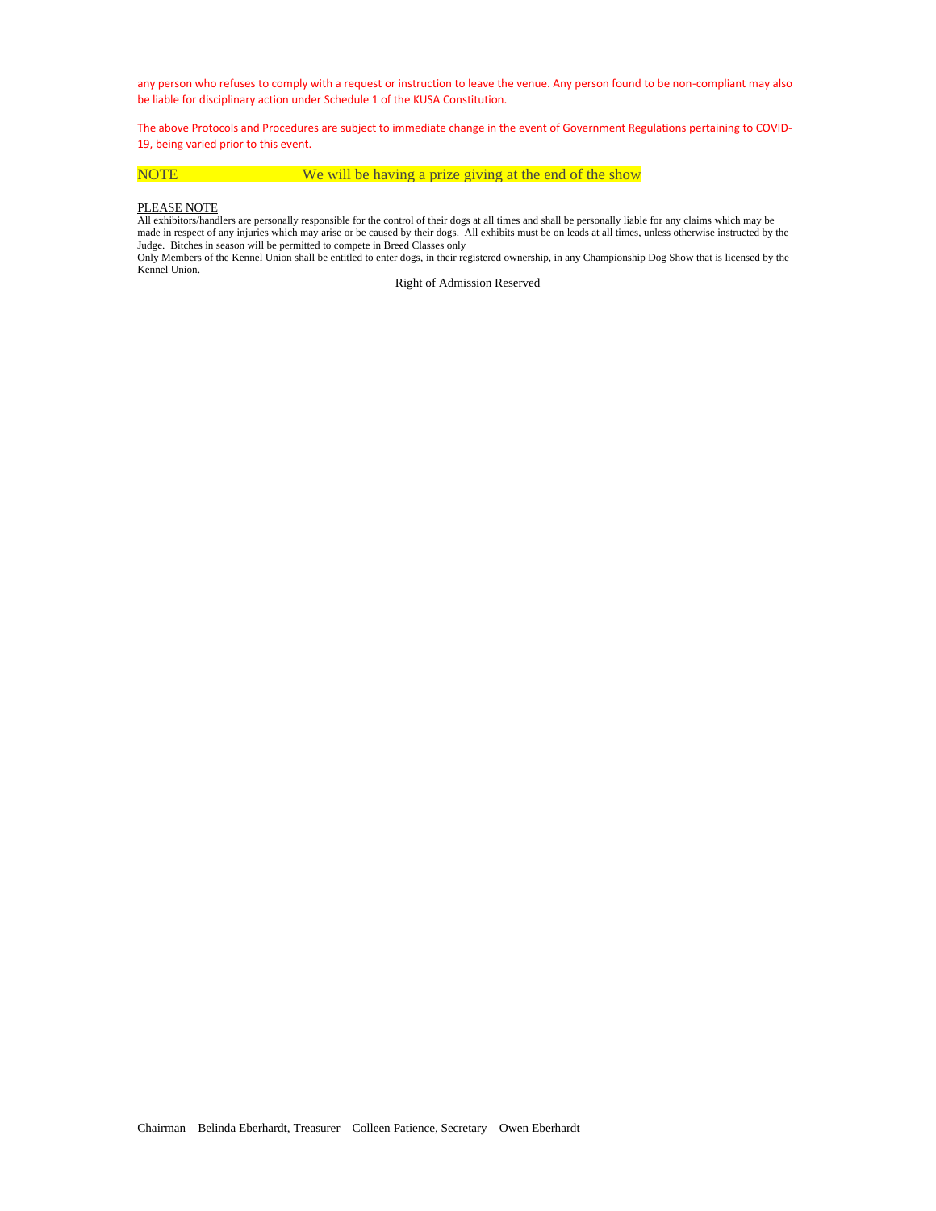any person who refuses to comply with a request or instruction to leave the venue. Any person found to be non-compliant may also be liable for disciplinary action under Schedule 1 of the KUSA Constitution.

The above Protocols and Procedures are subject to immediate change in the event of Government Regulations pertaining to COVID-19, being varied prior to this event.

NOTE We will be having a prize giving at the end of the show

PLEASE NOTE

All exhibitors/handlers are personally responsible for the control of their dogs at all times and shall be personally liable for any claims which may be made in respect of any injuries which may arise or be caused by their dogs. All exhibits must be on leads at all times, unless otherwise instructed by the Judge. Bitches in season will be permitted to compete in Breed Classes only

Only Members of the Kennel Union shall be entitled to enter dogs, in their registered ownership, in any Championship Dog Show that is licensed by the Kennel Union.

Right of Admission Reserved

Chairman – Belinda Eberhardt, Treasurer – Colleen Patience, Secretary – Owen Eberhardt